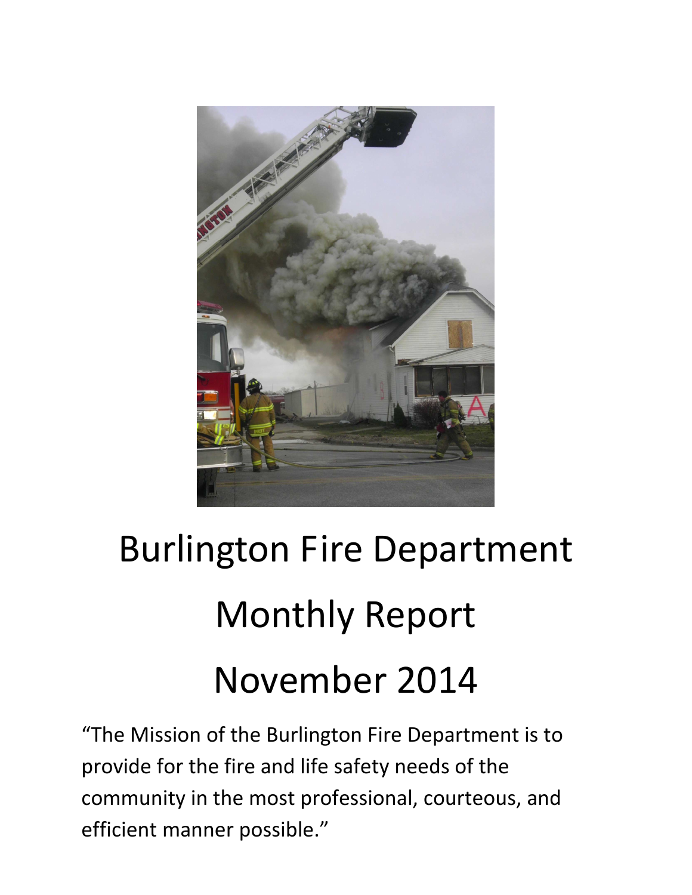# Burlington Fire Department

# Monthly Report

# November 2014

"The Mission of the Burlington Fire Department is to provide for the fire and life safety needs of the community in the most professional, courteous, and efficient manner possible."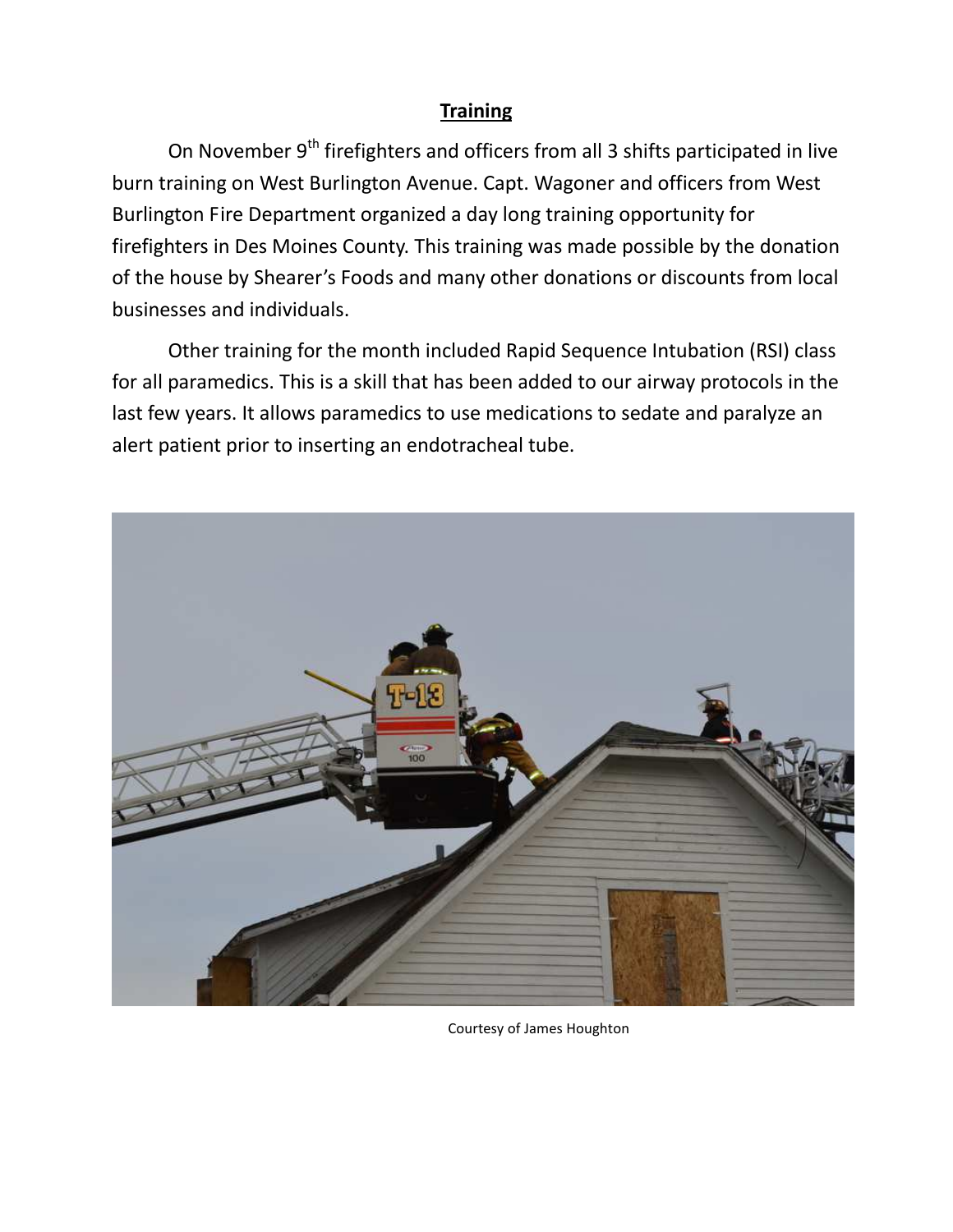## Training

On November 9th firefighters and officers from all 3 shifts participated in live burn training on West Burlington Avenue. Capt. Wagoner and officers from West Burlington Fire Department organized a day long training opportunity for firefighters in Des Moines County. This training was made possible by the donation of the house by Shearer's Foods and many other donations or discounts from local businesses and individuals.

Other training for the month included Rapid Sequence Intubation (RSI) class for all paramedics. This is a skill that has been added to our airway protocols in the last few years. It allows paramedics to use medications to sedate and paralyze an alert patient prior to inserting an endotracheal tube.

Courtesy of James Houghton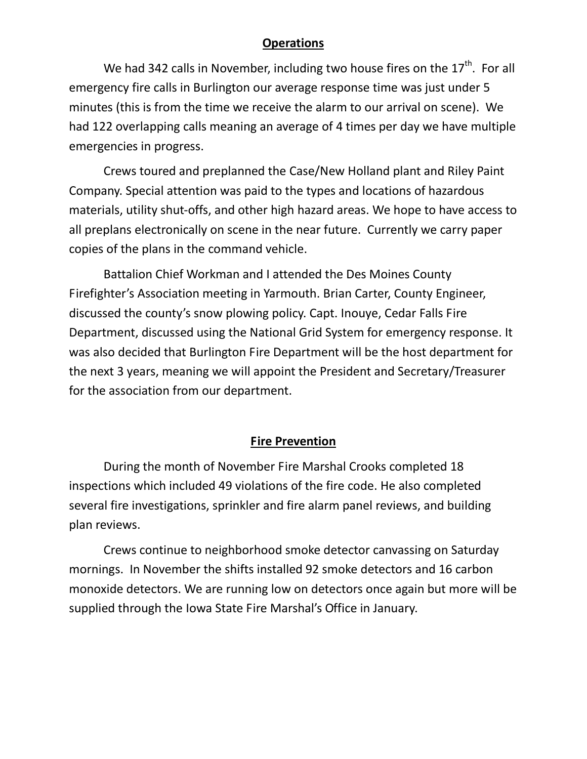## Operations

We had 342 calls in November, including two house fires on the $17^{th}$. For all emergency fire calls in Burlington our average response time was just under 5 minutes (this is from the time we receive the alarm to our arrival on scene). We had 122 overlapping calls meaning an average of 4 times per day we have multiple emergencies in progress.

Crews toured and preplanned the Case/New Holland plant and Riley Paint Company. Special attention was paid to the types and locations of hazardous materials, utility shut-offs, and other high hazard areas. We hope to have access to all preplans electronically on scene in the near future. Currently we carry paper copies of the plans in the command vehicle.

Battalion Chief Workman and I attended the Des Moines County Firefighter's Association meeting in Yarmouth. Brian Carter, County Engineer, discussed the county's snow plowing policy. Capt. Inouye, Cedar Falls Fire Department, discussed using the National Grid System for emergency response. It was also decided that Burlington Fire Department will be the host department for the next 3 years, meaning we will appoint the President and Secretary/Treasurer for the association from our department.

## Fire Prevention

During the month of November Fire Marshal Crooks completed 18 inspections which included 49 violations of the fire code. He also completed several fire investigations, sprinkler and fire alarm panel reviews, and building plan reviews.

Crews continue to neighborhood smoke detector canvassing on Saturday mornings. In November the shifts installed 92 smoke detectors and 16 carbon monoxide detectors. We are running low on detectors once again but more will be supplied through the Iowa State Fire Marshal's Office in January.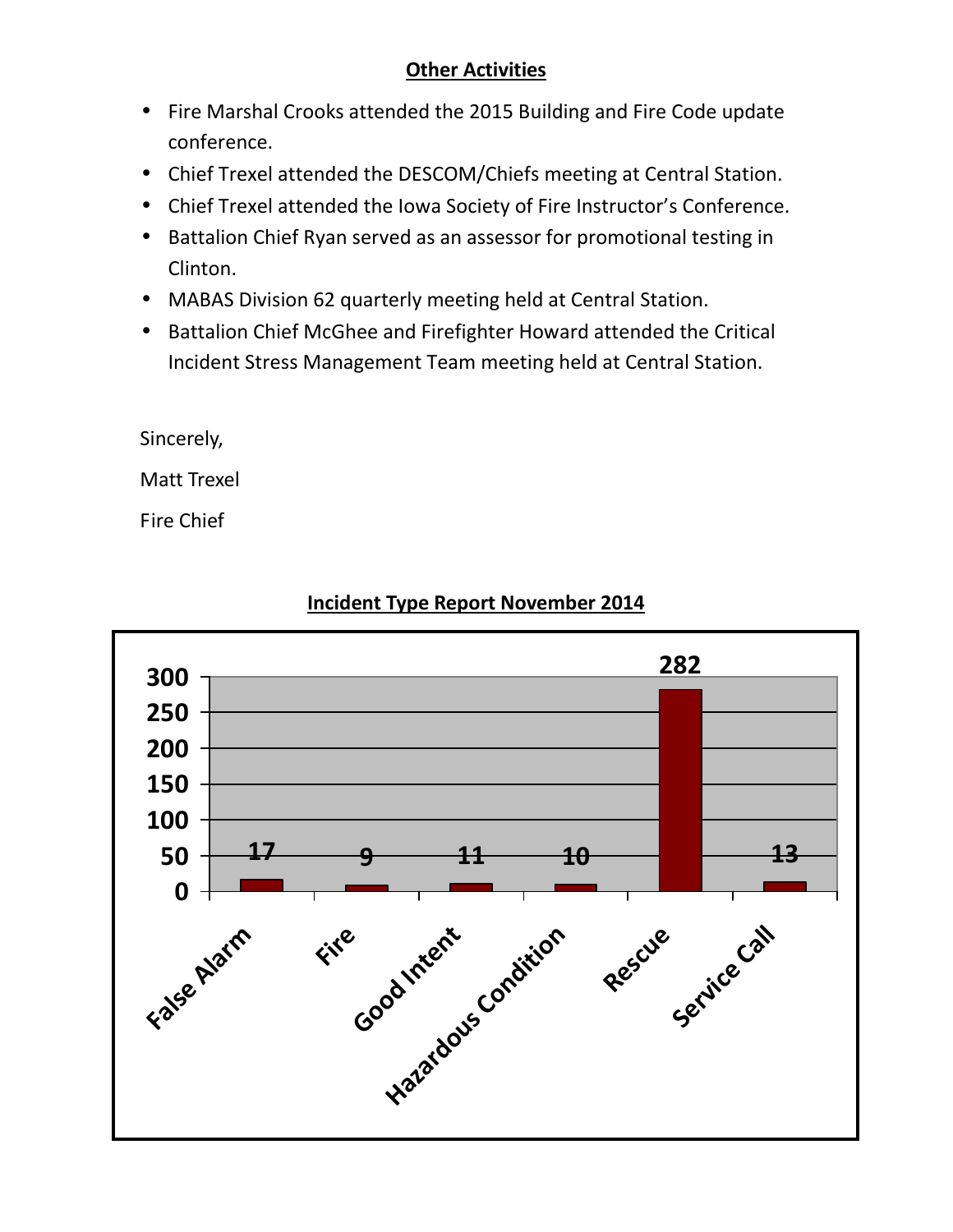## Other Activities

- Fire Marshal Crooks attended the 2015 Building and Fire Code update conference.
- Chief Trexel attended the DESCOM/Chiefs meeting at Central Station.
- Chief Trexel attended the Iowa Society of Fire Instructor's Conference.
- Battalion Chief Ryan served as an assessor for promotional testing in Clinton.
- MABAS Division 62 quarterly meeting held at Central Station.
- Battalion Chief McGhee and Firefighter Howard attended the Critical Incident Stress Management Team meeting held at Central Station.

Sincerely,

Matt Trexel

Fire Chief

**Incident Type Report November 2014**

| Incident Type | Count |
| --- | --- |
| False Alarm | 17 |
| Fire | 9 |
| Good Intent | 11 |
| Hazardous Condition | 10 |
| Rescue | 282 |
| Service Call | 13 |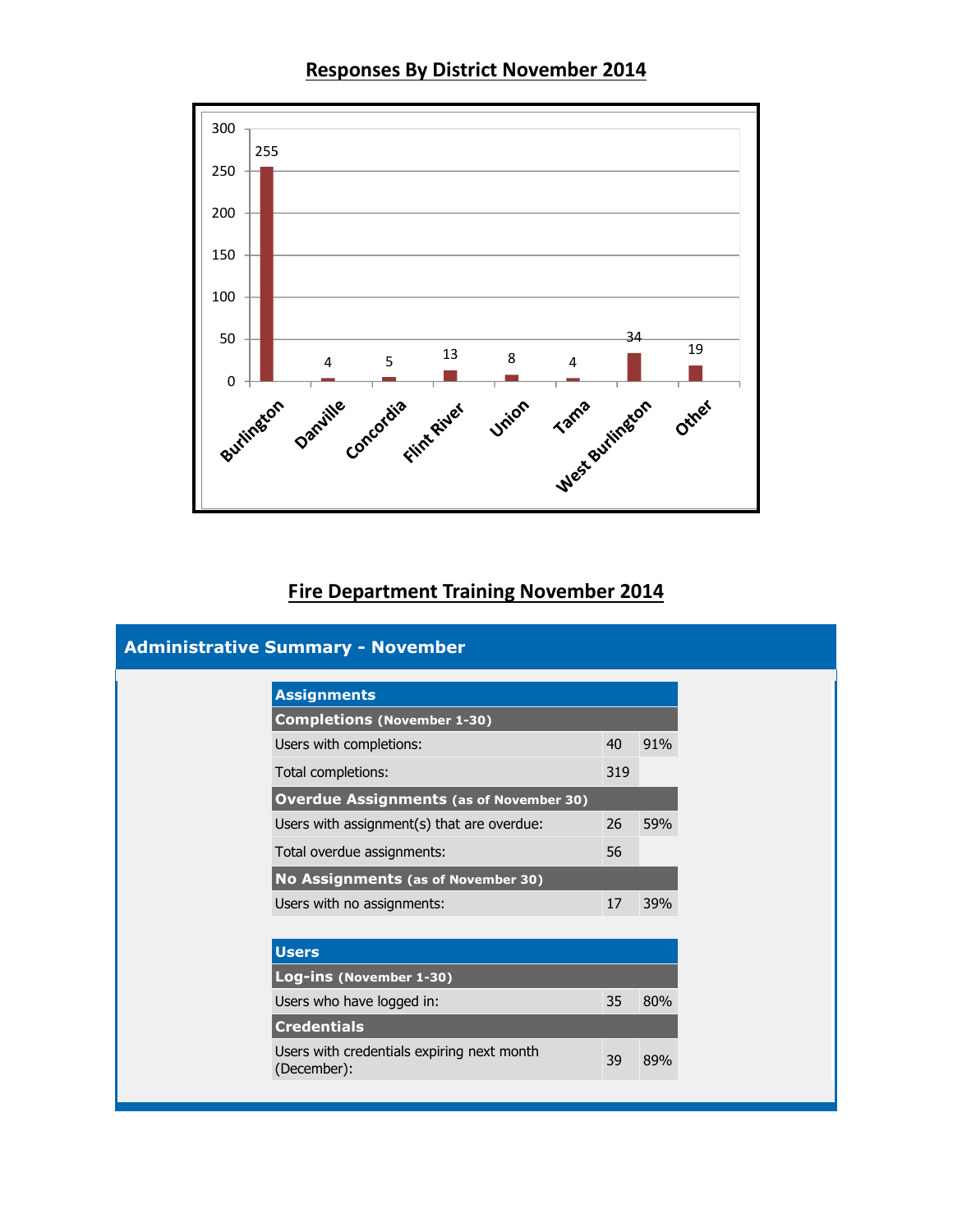## Responses By District November 2014

300
250
200
150
100
50
0

255
4
5
13
8
4
34
19

Burlington
Danville
Concordia
Flint River
Union
Tama
West Burlington
Other

## Fire Department Training November 2014

### Administrative Summary - November

| Assignments | | |
|---|---|---|
| **Completions** (November 1-30) | | |
| Users with completions: | 40 | 91% |
| Total completions: | 319 | |
| **Overdue Assignments** (as of November 30) | | |
| Users with assignment(s) that are overdue: | 26 | 59% |
| Total overdue assignments: | 56 | |
| **No Assignments** (as of November 30) | | |
| Users with no assignments: | 17 | 39% |

| Users | | |
|---|---|---|
| **Log-ins** (November 1-30) | | |
| Users who have logged in: | 35 | 80% |
| **Credentials** | | |
| Users with credentials expiring next month (December): | 39 | 89% |